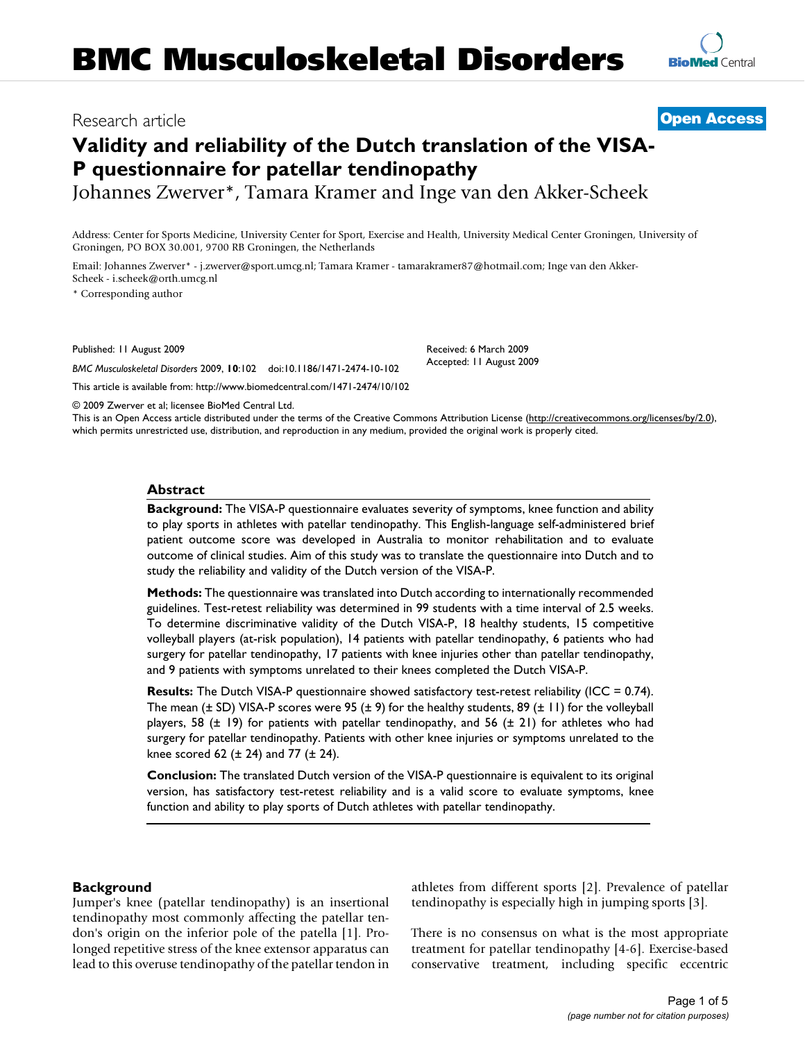# BMC Musculoskeletal Disorders

Research article

**Open Access**

# Validity and reliability of the Dutch translation of the VISA-P questionnaire for patellar tendinopathy

Johannes Zwerver*, Tamara Kramer and Inge van den Akker-Scheek

Address: Center for Sports Medicine, University Center for Sport, Exercise and Health, University Medical Center Groningen, University of Groningen, PO BOX 30.001, 9700 RB Groningen, the Netherlands

Email: Johannes Zwerver* - j.zwerver@sport.umcg.nl; Tamara Kramer - tamarakramer87@hotmail.com; Inge van den Akker-Scheek - i.scheek@orth.umcg.nl

* Corresponding author

Published: 11 August 2009

*BMC Musculoskeletal Disorders* 2009, **10**:102 doi:10.1186/1471-2474-10-102

Received: 6 March 2009
Accepted: 11 August 2009

This article is available from: http://www.biomedcentral.com/1471-2474/10/102

© 2009 Zwerver et al; licensee BioMed Central Ltd.

This is an Open Access article distributed under the terms of the Creative Commons Attribution License (http://creativecommons.org/licenses/by/2.0), which permits unrestricted use, distribution, and reproduction in any medium, provided the original work is properly cited.

## Abstract

**Background:** The VISA-P questionnaire evaluates severity of symptoms, knee function and ability to play sports in athletes with patellar tendinopathy. This English-language self-administered brief patient outcome score was developed in Australia to monitor rehabilitation and to evaluate outcome of clinical studies. Aim of this study was to translate the questionnaire into Dutch and to study the reliability and validity of the Dutch version of the VISA-P.

**Methods:** The questionnaire was translated into Dutch according to internationally recommended guidelines. Test-retest reliability was determined in 99 students with a time interval of 2.5 weeks. To determine discriminative validity of the Dutch VISA-P, 18 healthy students, 15 competitive volleyball players (at-risk population), 14 patients with patellar tendinopathy, 6 patients who had surgery for patellar tendinopathy, 17 patients with knee injuries other than patellar tendinopathy, and 9 patients with symptoms unrelated to their knees completed the Dutch VISA-P.

**Results:** The Dutch VISA-P questionnaire showed satisfactory test-retest reliability (ICC = 0.74). The mean (± SD) VISA-P scores were 95 (± 9) for the healthy students, 89 (± 11) for the volleyball players, 58 (± 19) for patients with patellar tendinopathy, and 56 (± 21) for athletes who had surgery for patellar tendinopathy. Patients with other knee injuries or symptoms unrelated to the knee scored 62 (± 24) and 77 (± 24).

**Conclusion:** The translated Dutch version of the VISA-P questionnaire is equivalent to its original version, has satisfactory test-retest reliability and is a valid score to evaluate symptoms, knee function and ability to play sports of Dutch athletes with patellar tendinopathy.

## Background

Jumper's knee (patellar tendinopathy) is an insertional tendinopathy most commonly affecting the patellar tendon's origin on the inferior pole of the patella [1]. Prolonged repetitive stress of the knee extensor apparatus can lead to this overuse tendinopathy of the patellar tendon in athletes from different sports [2]. Prevalence of patellar tendinopathy is especially high in jumping sports [3].

There is no consensus on what is the most appropriate treatment for patellar tendinopathy [4-6]. Exercise-based conservative treatment, including specific eccentric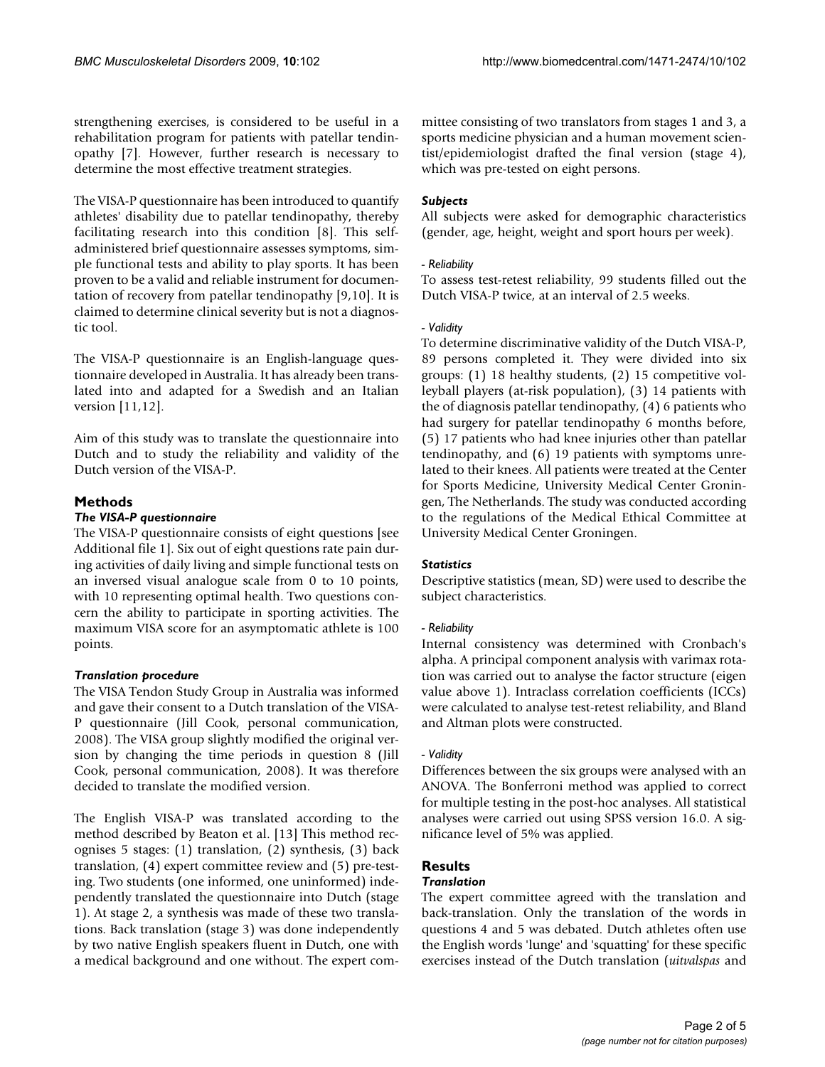strengthening exercises, is considered to be useful in a rehabilitation program for patients with patellar tendinopathy [7]. However, further research is necessary to determine the most effective treatment strategies.

The VISA-P questionnaire has been introduced to quantify athletes' disability due to patellar tendinopathy, thereby facilitating research into this condition [8]. This self-administered brief questionnaire assesses symptoms, simple functional tests and ability to play sports. It has been proven to be a valid and reliable instrument for documentation of recovery from patellar tendinopathy [9,10]. It is claimed to determine clinical severity but is not a diagnostic tool.

The VISA-P questionnaire is an English-language questionnaire developed in Australia. It has already been translated into and adapted for a Swedish and an Italian version [11,12].

Aim of this study was to translate the questionnaire into Dutch and to study the reliability and validity of the Dutch version of the VISA-P.

## Methods

### *The VISA-P questionnaire*

The VISA-P questionnaire consists of eight questions [see Additional file 1]. Six out of eight questions rate pain during activities of daily living and simple functional tests on an inversed visual analogue scale from 0 to 10 points, with 10 representing optimal health. Two questions concern the ability to participate in sporting activities. The maximum VISA score for an asymptomatic athlete is 100 points.

### *Translation procedure*

The VISA Tendon Study Group in Australia was informed and gave their consent to a Dutch translation of the VISA-P questionnaire (Jill Cook, personal communication, 2008). The VISA group slightly modified the original version by changing the time periods in question 8 (Jill Cook, personal communication, 2008). It was therefore decided to translate the modified version.

The English VISA-P was translated according to the method described by Beaton et al. [13] This method recognises 5 stages: (1) translation, (2) synthesis, (3) back translation, (4) expert committee review and (5) pre-testing. Two students (one informed, one uninformed) independently translated the questionnaire into Dutch (stage 1). At stage 2, a synthesis was made of these two translations. Back translation (stage 3) was done independently by two native English speakers fluent in Dutch, one with a medical background and one without. The expert committee consisting of two translators from stages 1 and 3, a sports medicine physician and a human movement scientist/epidemiologist drafted the final version (stage 4), which was pre-tested on eight persons.

### *Subjects*

All subjects were asked for demographic characteristics (gender, age, height, weight and sport hours per week).

*- Reliability*

To assess test-retest reliability, 99 students filled out the Dutch VISA-P twice, at an interval of 2.5 weeks.

*- Validity*

To determine discriminative validity of the Dutch VISA-P, 89 persons completed it. They were divided into six groups: (1) 18 healthy students, (2) 15 competitive volleyball players (at-risk population), (3) 14 patients with the of diagnosis patellar tendinopathy, (4) 6 patients who had surgery for patellar tendinopathy 6 months before, (5) 17 patients who had knee injuries other than patellar tendinopathy, and (6) 19 patients with symptoms unrelated to their knees. All patients were treated at the Center for Sports Medicine, University Medical Center Groningen, The Netherlands. The study was conducted according to the regulations of the Medical Ethical Committee at University Medical Center Groningen.

### *Statistics*

Descriptive statistics (mean, SD) were used to describe the subject characteristics.

*- Reliability*

Internal consistency was determined with Cronbach's alpha. A principal component analysis with varimax rotation was carried out to analyse the factor structure (eigen value above 1). Intraclass correlation coefficients (ICCs) were calculated to analyse test-retest reliability, and Bland and Altman plots were constructed.

*- Validity*

Differences between the six groups were analysed with an ANOVA. The Bonferroni method was applied to correct for multiple testing in the post-hoc analyses. All statistical analyses were carried out using SPSS version 16.0. A significance level of 5% was applied.

## Results

### *Translation*

The expert committee agreed with the translation and back-translation. Only the translation of the words in questions 4 and 5 was debated. Dutch athletes often use the English words 'lunge' and 'squatting' for these specific exercises instead of the Dutch translation (*uitvalspas* and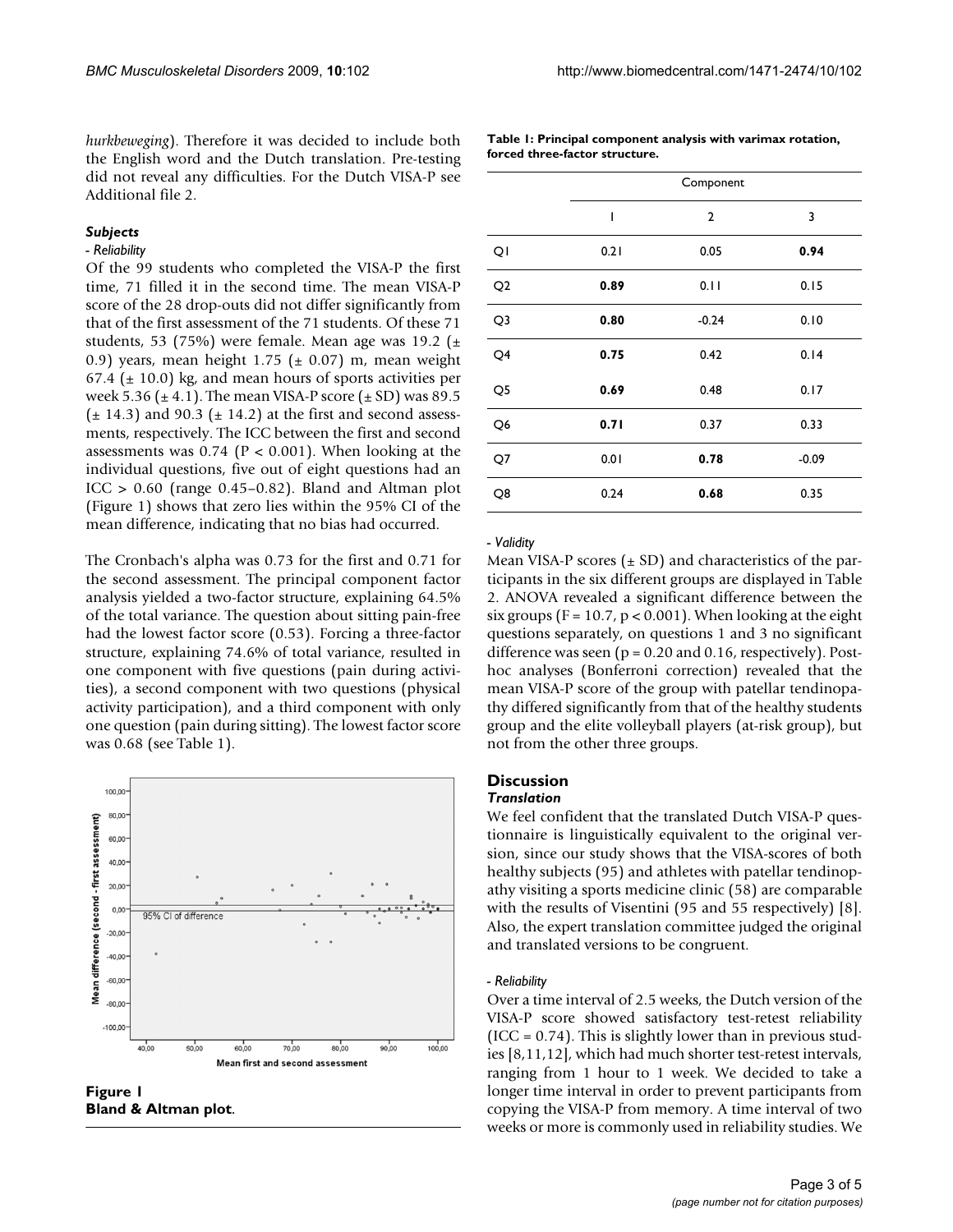*hurkbeweging*). Therefore it was decided to include both the English word and the Dutch translation. Pre-testing did not reveal any difficulties. For the Dutch VISA-P see Additional file 2.

### *Subjects*

*- Reliability*

Of the 99 students who completed the VISA-P the first time, 71 filled it in the second time. The mean VISA-P score of the 28 drop-outs did not differ significantly from that of the first assessment of the 71 students. Of these 71 students, 53 (75%) were female. Mean age was 19.2 (± 0.9) years, mean height 1.75 (± 0.07) m, mean weight 67.4 (± 10.0) kg, and mean hours of sports activities per week 5.36 (± 4.1). The mean VISA-P score (± SD) was 89.5 (± 14.3) and 90.3 (± 14.2) at the first and second assessments, respectively. The ICC between the first and second assessments was 0.74 ($P < 0.001$). When looking at the individual questions, five out of eight questions had an ICC > 0.60 (range 0.45–0.82). Bland and Altman plot (Figure 1) shows that zero lies within the 95% CI of the mean difference, indicating that no bias had occurred.

The Cronbach's alpha was 0.73 for the first and 0.71 for the second assessment. The principal component factor analysis yielded a two-factor structure, explaining 64.5% of the total variance. The question about sitting pain-free had the lowest factor score (0.53). Forcing a three-factor structure, explaining 74.6% of total variance, resulted in one component with five questions (pain during activities), a second component with two questions (physical activity participation), and a third component with only one question (pain during sitting). The lowest factor score was 0.68 (see Table 1).

**Figure 1**
**Bland & Altman plot**.

**Table 1: Principal component analysis with varimax rotation, forced three-factor structure.**

| | Component | | |
|---|---|---|---|
| | 1 | 2 | 3 |
| Q1 | 0.21 | 0.05 | **0.94** |
| Q2 | **0.89** | 0.11 | 0.15 |
| Q3 | **0.80** | -0.24 | 0.10 |
| Q4 | **0.75** | 0.42 | 0.14 |
| Q5 | **0.69** | 0.48 | 0.17 |
| Q6 | **0.71** | 0.37 | 0.33 |
| Q7 | 0.01 | **0.78** | -0.09 |
| Q8 | 0.24 | **0.68** | 0.35 |

*- Validity*

Mean VISA-P scores (± SD) and characteristics of the participants in the six different groups are displayed in Table 2. ANOVA revealed a significant difference between the six groups ($F = 10.7$, $p < 0.001$). When looking at the eight questions separately, on questions 1 and 3 no significant difference was seen ($p = 0.20$ and 0.16, respectively). Post-hoc analyses (Bonferroni correction) revealed that the mean VISA-P score of the group with patellar tendinopathy differed significantly from that of the healthy students group and the elite volleyball players (at-risk group), but not from the other three groups.

## Discussion

### *Translation*

We feel confident that the translated Dutch VISA-P questionnaire is linguistically equivalent to the original version, since our study shows that the VISA-scores of both healthy subjects (95) and athletes with patellar tendinopathy visiting a sports medicine clinic (58) are comparable with the results of Visentini (95 and 55 respectively) [8]. Also, the expert translation committee judged the original and translated versions to be congruent.

*- Reliability*

Over a time interval of 2.5 weeks, the Dutch version of the VISA-P score showed satisfactory test-retest reliability (ICC = 0.74). This is slightly lower than in previous studies [8,11,12], which had much shorter test-retest intervals, ranging from 1 hour to 1 week. We decided to take a longer time interval in order to prevent participants from copying the VISA-P from memory. A time interval of two weeks or more is commonly used in reliability studies. We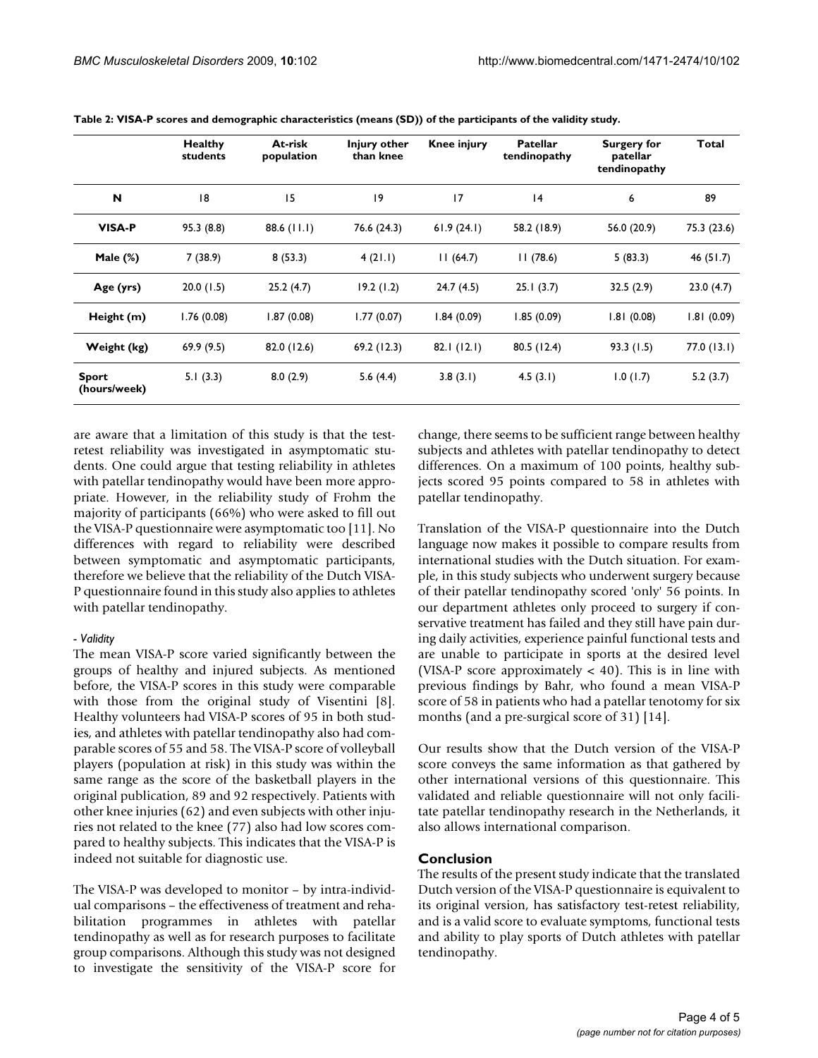**Table 2: VISA-P scores and demographic characteristics (means (SD)) of the participants of the validity study.**

| | Healthy students | At-risk population | Injury other than knee | Knee injury | Patellar tendinopathy | Surgery for patellar tendinopathy | Total |
|---|---|---|---|---|---|---|---|
| **N** | 18 | 15 | 19 | 17 | 14 | 6 | 89 |
| **VISA-P** | 95.3 (8.8) | 88.6 (11.1) | 76.6 (24.3) | 61.9 (24.1) | 58.2 (18.9) | 56.0 (20.9) | 75.3 (23.6) |
| **Male (%)** | 7 (38.9) | 8 (53.3) | 4 (21.1) | 11 (64.7) | 11 (78.6) | 5 (83.3) | 46 (51.7) |
| **Age (yrs)** | 20.0 (1.5) | 25.2 (4.7) | 19.2 (1.2) | 24.7 (4.5) | 25.1 (3.7) | 32.5 (2.9) | 23.0 (4.7) |
| **Height (m)** | 1.76 (0.08) | 1.87 (0.08) | 1.77 (0.07) | 1.84 (0.09) | 1.85 (0.09) | 1.81 (0.08) | 1.81 (0.09) |
| **Weight (kg)** | 69.9 (9.5) | 82.0 (12.6) | 69.2 (12.3) | 82.1 (12.1) | 80.5 (12.4) | 93.3 (1.5) | 77.0 (13.1) |
| **Sport (hours/week)** | 5.1 (3.3) | 8.0 (2.9) | 5.6 (4.4) | 3.8 (3.1) | 4.5 (3.1) | 1.0 (1.7) | 5.2 (3.7) |

are aware that a limitation of this study is that the test-retest reliability was investigated in asymptomatic students. One could argue that testing reliability in athletes with patellar tendinopathy would have been more appropriate. However, in the reliability study of Frohm the majority of participants (66%) who were asked to fill out the VISA-P questionnaire were asymptomatic too [11]. No differences with regard to reliability were described between symptomatic and asymptomatic participants, therefore we believe that the reliability of the Dutch VISA-P questionnaire found in this study also applies to athletes with patellar tendinopathy.

*- Validity*

The mean VISA-P score varied significantly between the groups of healthy and injured subjects. As mentioned before, the VISA-P scores in this study were comparable with those from the original study of Visentini [8]. Healthy volunteers had VISA-P scores of 95 in both studies, and athletes with patellar tendinopathy also had comparable scores of 55 and 58. The VISA-P score of volleyball players (population at risk) in this study was within the same range as the score of the basketball players in the original publication, 89 and 92 respectively. Patients with other knee injuries (62) and even subjects with other injuries not related to the knee (77) also had low scores compared to healthy subjects. This indicates that the VISA-P is indeed not suitable for diagnostic use.

The VISA-P was developed to monitor – by intra-individual comparisons – the effectiveness of treatment and rehabilitation programmes in athletes with patellar tendinopathy as well as for research purposes to facilitate group comparisons. Although this study was not designed to investigate the sensitivity of the VISA-P score for change, there seems to be sufficient range between healthy subjects and athletes with patellar tendinopathy to detect differences. On a maximum of 100 points, healthy subjects scored 95 points compared to 58 in athletes with patellar tendinopathy.

Translation of the VISA-P questionnaire into the Dutch language now makes it possible to compare results from international studies with the Dutch situation. For example, in this study subjects who underwent surgery because of their patellar tendinopathy scored 'only' 56 points. In our department athletes only proceed to surgery if conservative treatment has failed and they still have pain during daily activities, experience painful functional tests and are unable to participate in sports at the desired level (VISA-P score approximately < 40). This is in line with previous findings by Bahr, who found a mean VISA-P score of 58 in patients who had a patellar tenotomy for six months (and a pre-surgical score of 31) [14].

Our results show that the Dutch version of the VISA-P score conveys the same information as that gathered by other international versions of this questionnaire. This validated and reliable questionnaire will not only facilitate patellar tendinopathy research in the Netherlands, it also allows international comparison.

## Conclusion

The results of the present study indicate that the translated Dutch version of the VISA-P questionnaire is equivalent to its original version, has satisfactory test-retest reliability, and is a valid score to evaluate symptoms, functional tests and ability to play sports of Dutch athletes with patellar tendinopathy.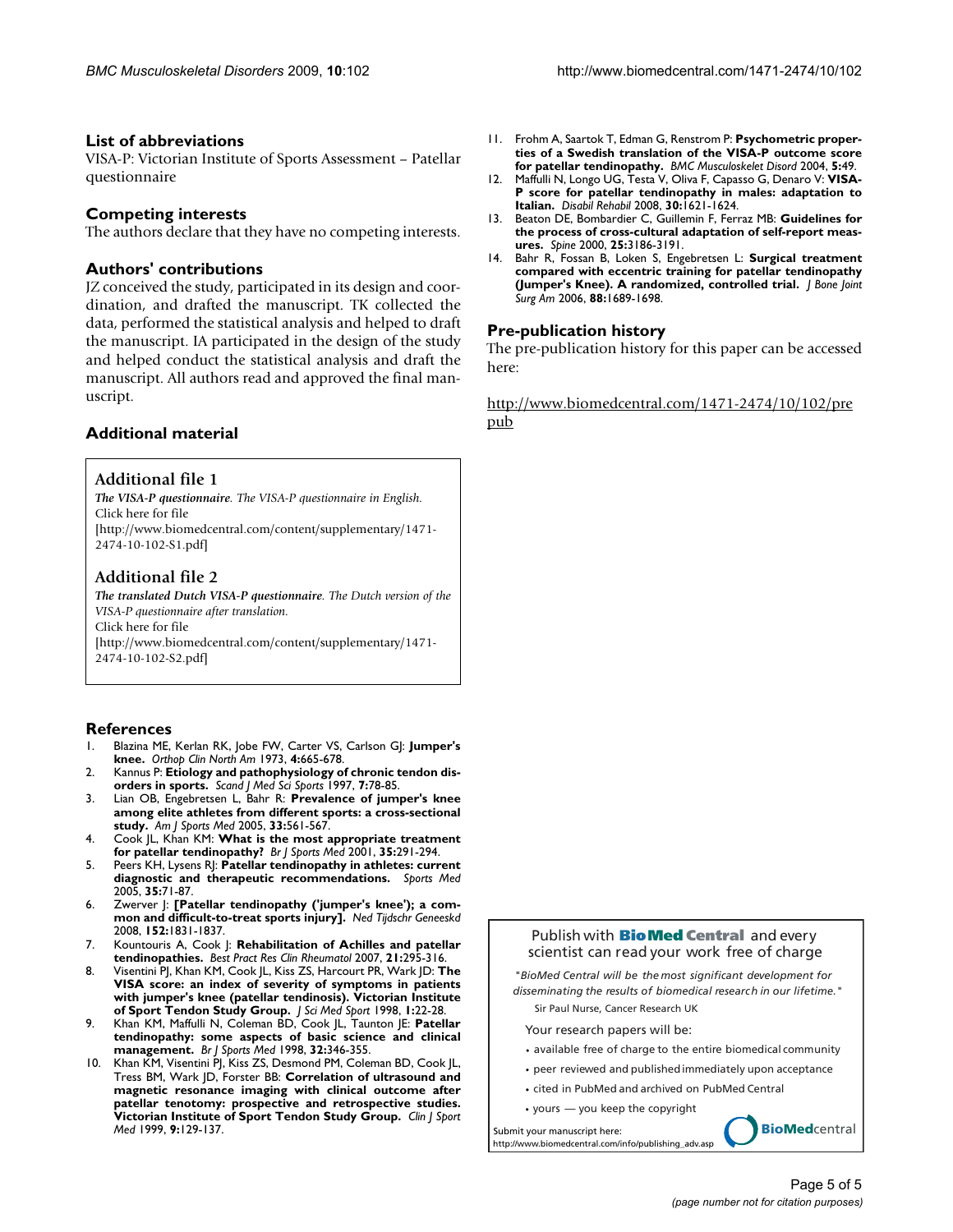## List of abbreviations

VISA-P: Victorian Institute of Sports Assessment – Patellar questionnaire

## Competing interests

The authors declare that they have no competing interests.

## Authors' contributions

JZ conceived the study, participated in its design and coordination, and drafted the manuscript. TK collected the data, performed the statistical analysis and helped to draft the manuscript. IA participated in the design of the study and helped conduct the statistical analysis and draft the manuscript. All authors read and approved the final manuscript.

## Additional material

### Additional file 1

***The VISA-P questionnaire**. The VISA-P questionnaire in English.*
Click here for file
[http://www.biomedcentral.com/content/supplementary/1471-2474-10-102-S1.pdf]

### Additional file 2

***The translated Dutch VISA-P questionnaire**. The Dutch version of the VISA-P questionnaire after translation.*
Click here for file
[http://www.biomedcentral.com/content/supplementary/1471-2474-10-102-S2.pdf]

## References

1. Blazina ME, Kerlan RK, Jobe FW, Carter VS, Carlson GJ: **Jumper's knee.** *Orthop Clin North Am* 1973, **4:**665-678.
2. Kannus P: **Etiology and pathophysiology of chronic tendon disorders in sports.** *Scand J Med Sci Sports* 1997, **7:**78-85.
3. Lian OB, Engebretsen L, Bahr R: **Prevalence of jumper's knee among elite athletes from different sports: a cross-sectional study.** *Am J Sports Med* 2005, **33:**561-567.
4. Cook JL, Khan KM: **What is the most appropriate treatment for patellar tendinopathy?** *Br J Sports Med* 2001, **35:**291-294.
5. Peers KH, Lysens RJ: **Patellar tendinopathy in athletes: current diagnostic and therapeutic recommendations.** *Sports Med* 2005, **35:**71-87.
6. Zwerver J: **[Patellar tendinopathy ('jumper's knee'); a common and difficult-to-treat sports injury].** *Ned Tijdschr Geneeskd* 2008, **152:**1831-1837.
7. Kountouris A, Cook J: **Rehabilitation of Achilles and patellar tendinopathies.** *Best Pract Res Clin Rheumatol* 2007, **21:**295-316.
8. Visentini PJ, Khan KM, Cook JL, Kiss ZS, Harcourt PR, Wark JD: **The VISA score: an index of severity of symptoms in patients with jumper's knee (patellar tendinosis). Victorian Institute of Sport Tendon Study Group.** *J Sci Med Sport* 1998, **1:**22-28.
9. Khan KM, Maffulli N, Coleman BD, Cook JL, Taunton JE: **Patellar tendinopathy: some aspects of basic science and clinical management.** *Br J Sports Med* 1998, **32:**346-355.
10. Khan KM, Visentini PJ, Kiss ZS, Desmond PM, Coleman BD, Cook JL, Tress BM, Wark JD, Forster BB: **Correlation of ultrasound and magnetic resonance imaging with clinical outcome after patellar tenotomy: prospective and retrospective studies. Victorian Institute of Sport Tendon Study Group.** *Clin J Sport Med* 1999, **9:**129-137.
11. Frohm A, Saartok T, Edman G, Renstrom P: **Psychometric properties of a Swedish translation of the VISA-P outcome score for patellar tendinopathy.** *BMC Musculoskelet Disord* 2004, **5:**49.
12. Maffulli N, Longo UG, Testa V, Oliva F, Capasso G, Denaro V: **VISA-P score for patellar tendinopathy in males: adaptation to Italian.** *Disabil Rehabil* 2008, **30:**1621-1624.
13. Beaton DE, Bombardier C, Guillemin F, Ferraz MB: **Guidelines for the process of cross-cultural adaptation of self-report measures.** *Spine* 2000, **25:**3186-3191.
14. Bahr R, Fossan B, Loken S, Engebretsen L: **Surgical treatment compared with eccentric training for patellar tendinopathy (Jumper's Knee). A randomized, controlled trial.** *J Bone Joint Surg Am* 2006, **88:**1689-1698.

## Pre-publication history

The pre-publication history for this paper can be accessed here:

http://www.biomedcentral.com/1471-2474/10/102/prepub

Publish with **BioMed Central** and every scientist can read your work free of charge

*"BioMed Central will be the most significant development for disseminating the results of biomedical research in our lifetime."*
Sir Paul Nurse, Cancer Research UK

Your research papers will be:

- available free of charge to the entire biomedical community
- peer reviewed and published immediately upon acceptance
- cited in PubMed and archived on PubMed Central
- yours — you keep the copyright

Submit your manuscript here:
http://www.biomedcentral.com/info/publishing_adv.asp

BioMedcentral